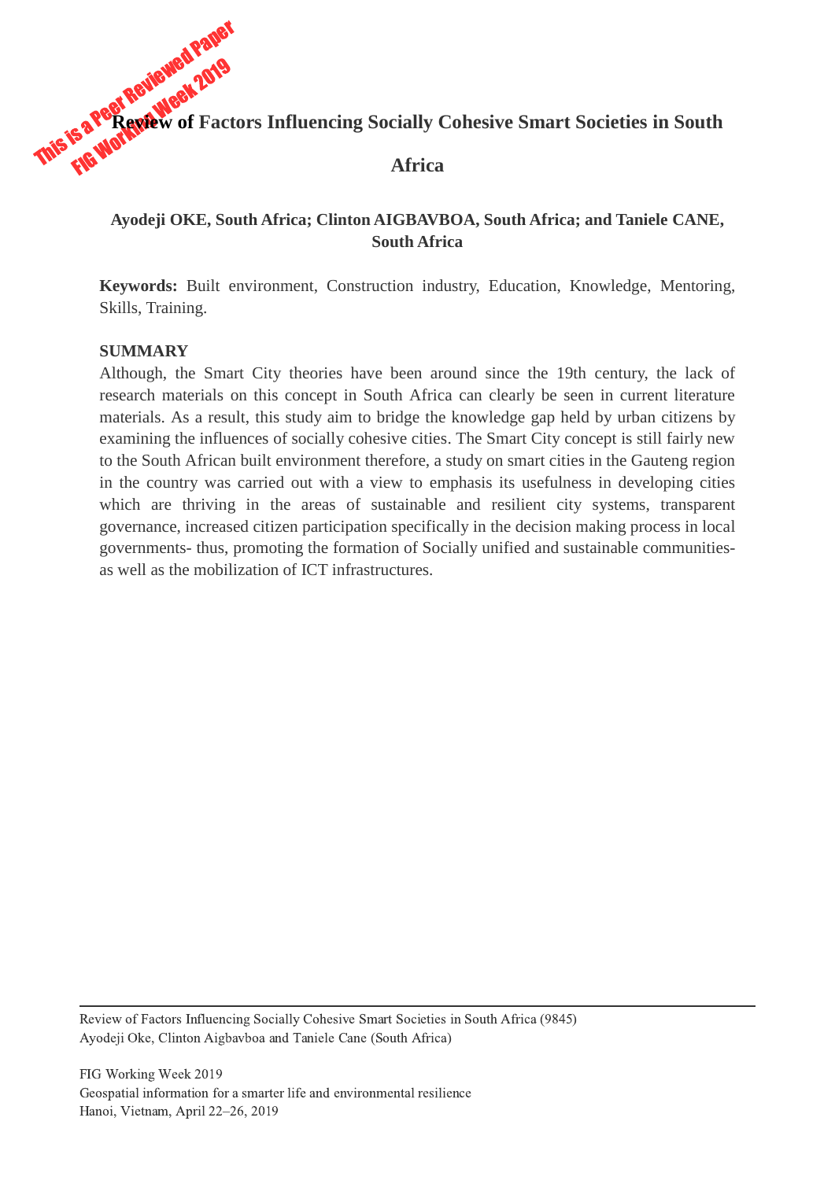# Review of Factors Influencing Socially Cohesive Smart Societies in South Africa

**Ayodeji OKE, South Africa; Clinton AIGBAVBOA, South Africa; and Taniele CANE, South Africa**

**Keywords:** Built environment, Construction industry, Education, Knowledge, Mentoring, Skills, Training.

## SUMMARY

Although, the Smart City theories have been around since the 19th century, the lack of research materials on this concept in South Africa can clearly be seen in current literature materials. As a result, this study aim to bridge the knowledge gap held by urban citizens by examining the influences of socially cohesive cities. The Smart City concept is still fairly new to the South African built environment therefore, a study on smart cities in the Gauteng region in the country was carried out with a view to emphasis its usefulness in developing cities which are thriving in the areas of sustainable and resilient city systems, transparent governance, increased citizen participation specifically in the decision making process in local governments- thus, promoting the formation of Socially unified and sustainable communities- as well as the mobilization of ICT infrastructures.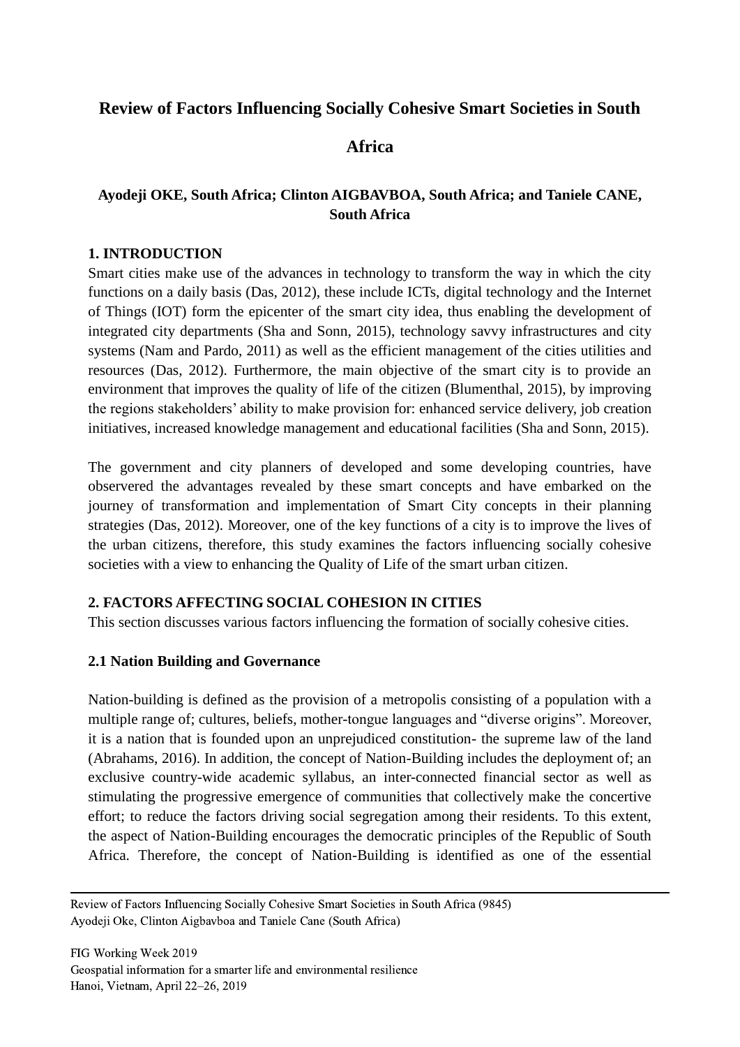# Review of Factors Influencing Socially Cohesive Smart Societies in South Africa

**Ayodeji OKE, South Africa; Clinton AIGBAVBOA, South Africa; and Taniele CANE, South Africa**

## 1. INTRODUCTION

Smart cities make use of the advances in technology to transform the way in which the city functions on a daily basis (Das, 2012), these include ICTs, digital technology and the Internet of Things (IOT) form the epicenter of the smart city idea, thus enabling the development of integrated city departments (Sha and Sonn, 2015), technology savvy infrastructures and city systems (Nam and Pardo, 2011) as well as the efficient management of the cities utilities and resources (Das, 2012). Furthermore, the main objective of the smart city is to provide an environment that improves the quality of life of the citizen (Blumenthal, 2015), by improving the regions stakeholders' ability to make provision for: enhanced service delivery, job creation initiatives, increased knowledge management and educational facilities (Sha and Sonn, 2015).

The government and city planners of developed and some developing countries, have observered the advantages revealed by these smart concepts and have embarked on the journey of transformation and implementation of Smart City concepts in their planning strategies (Das, 2012). Moreover, one of the key functions of a city is to improve the lives of the urban citizens, therefore, this study examines the factors influencing socially cohesive societies with a view to enhancing the Quality of Life of the smart urban citizen.

## 2. FACTORS AFFECTING SOCIAL COHESION IN CITIES

This section discusses various factors influencing the formation of socially cohesive cities.

### 2.1 Nation Building and Governance

Nation-building is defined as the provision of a metropolis consisting of a population with a multiple range of; cultures, beliefs, mother-tongue languages and "diverse origins". Moreover, it is a nation that is founded upon an unprejudiced constitution- the supreme law of the land (Abrahams, 2016). In addition, the concept of Nation-Building includes the deployment of; an exclusive country-wide academic syllabus, an inter-connected financial sector as well as stimulating the progressive emergence of communities that collectively make the concertive effort; to reduce the factors driving social segregation among their residents. To this extent, the aspect of Nation-Building encourages the democratic principles of the Republic of South Africa. Therefore, the concept of Nation-Building is identified as one of the essential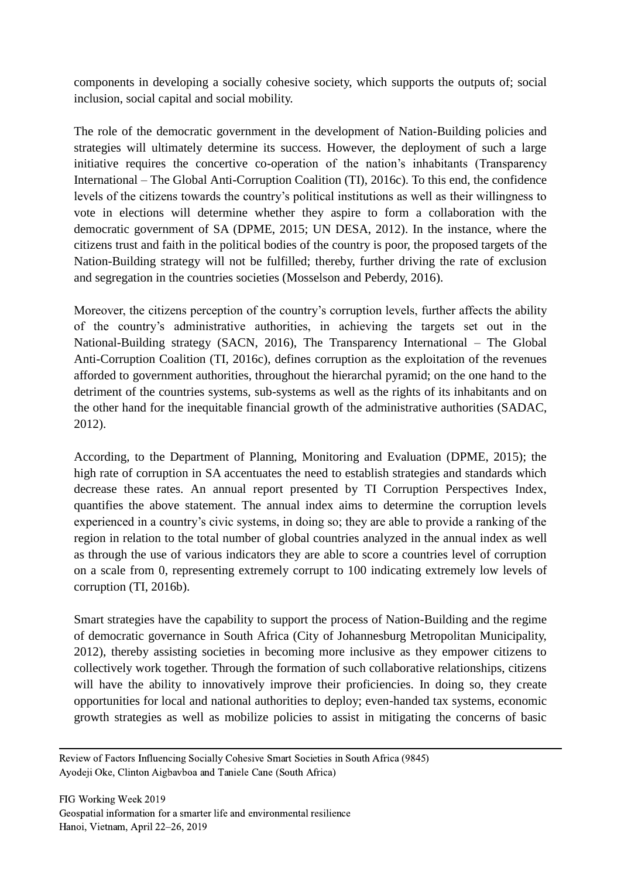components in developing a socially cohesive society, which supports the outputs of; social inclusion, social capital and social mobility.

The role of the democratic government in the development of Nation-Building policies and strategies will ultimately determine its success. However, the deployment of such a large initiative requires the concertive co-operation of the nation's inhabitants (Transparency International – The Global Anti-Corruption Coalition (TI), 2016c). To this end, the confidence levels of the citizens towards the country's political institutions as well as their willingness to vote in elections will determine whether they aspire to form a collaboration with the democratic government of SA (DPME, 2015; UN DESA, 2012). In the instance, where the citizens trust and faith in the political bodies of the country is poor, the proposed targets of the Nation-Building strategy will not be fulfilled; thereby, further driving the rate of exclusion and segregation in the countries societies (Mosselson and Peberdy, 2016).

Moreover, the citizens perception of the country's corruption levels, further affects the ability of the country's administrative authorities, in achieving the targets set out in the National-Building strategy (SACN, 2016), The Transparency International – The Global Anti-Corruption Coalition (TI, 2016c), defines corruption as the exploitation of the revenues afforded to government authorities, throughout the hierarchal pyramid; on the one hand to the detriment of the countries systems, sub-systems as well as the rights of its inhabitants and on the other hand for the inequitable financial growth of the administrative authorities (SADAC, 2012).

According, to the Department of Planning, Monitoring and Evaluation (DPME, 2015); the high rate of corruption in SA accentuates the need to establish strategies and standards which decrease these rates. An annual report presented by TI Corruption Perspectives Index, quantifies the above statement. The annual index aims to determine the corruption levels experienced in a country's civic systems, in doing so; they are able to provide a ranking of the region in relation to the total number of global countries analyzed in the annual index as well as through the use of various indicators they are able to score a countries level of corruption on a scale from 0, representing extremely corrupt to 100 indicating extremely low levels of corruption (TI, 2016b).

Smart strategies have the capability to support the process of Nation-Building and the regime of democratic governance in South Africa (City of Johannesburg Metropolitan Municipality, 2012), thereby assisting societies in becoming more inclusive as they empower citizens to collectively work together. Through the formation of such collaborative relationships, citizens will have the ability to innovatively improve their proficiencies. In doing so, they create opportunities for local and national authorities to deploy; even-handed tax systems, economic growth strategies as well as mobilize policies to assist in mitigating the concerns of basic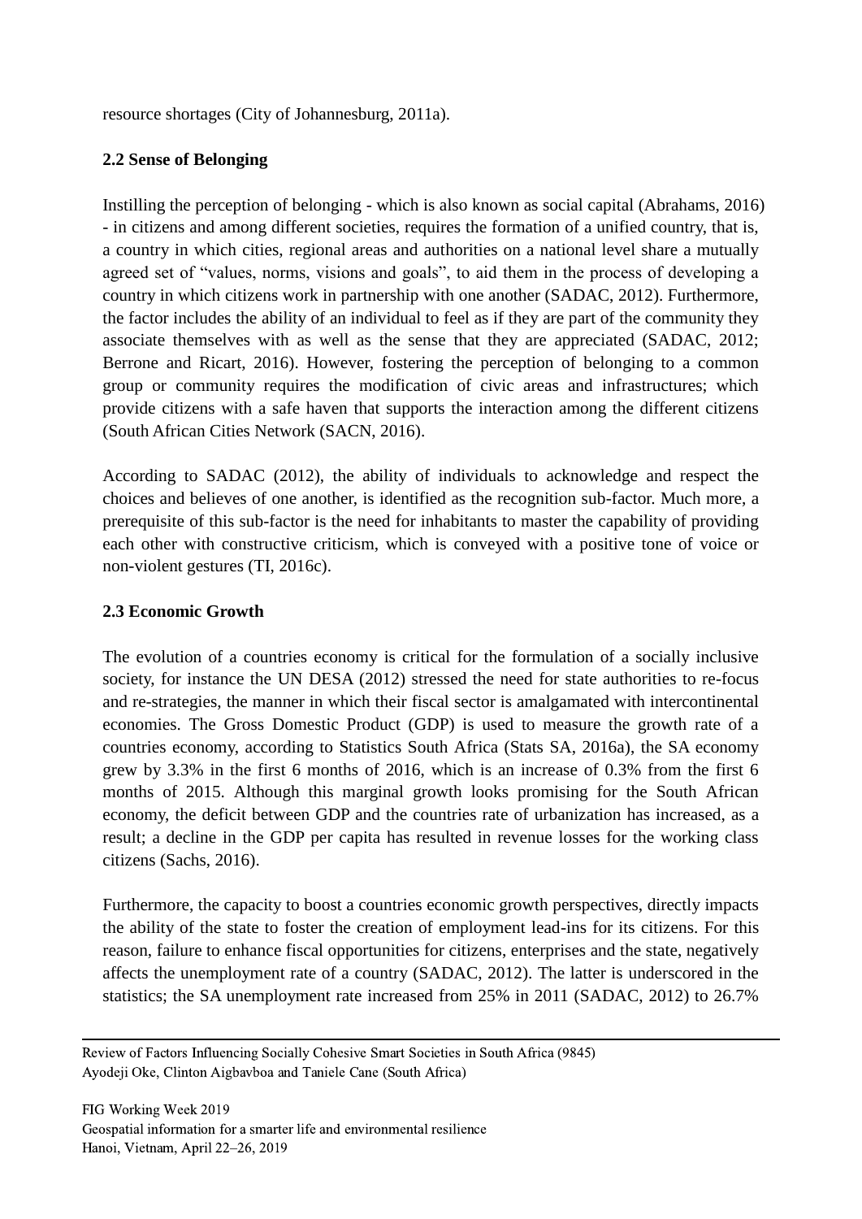resource shortages (City of Johannesburg, 2011a).

## 2.2 Sense of Belonging

Instilling the perception of belonging - which is also known as social capital (Abrahams, 2016) - in citizens and among different societies, requires the formation of a unified country, that is, a country in which cities, regional areas and authorities on a national level share a mutually agreed set of "values, norms, visions and goals", to aid them in the process of developing a country in which citizens work in partnership with one another (SADAC, 2012). Furthermore, the factor includes the ability of an individual to feel as if they are part of the community they associate themselves with as well as the sense that they are appreciated (SADAC, 2012; Berrone and Ricart, 2016). However, fostering the perception of belonging to a common group or community requires the modification of civic areas and infrastructures; which provide citizens with a safe haven that supports the interaction among the different citizens (South African Cities Network (SACN, 2016).

According to SADAC (2012), the ability of individuals to acknowledge and respect the choices and believes of one another, is identified as the recognition sub-factor. Much more, a prerequisite of this sub-factor is the need for inhabitants to master the capability of providing each other with constructive criticism, which is conveyed with a positive tone of voice or non-violent gestures (TI, 2016c).

## 2.3 Economic Growth

The evolution of a countries economy is critical for the formulation of a socially inclusive society, for instance the UN DESA (2012) stressed the need for state authorities to re-focus and re-strategies, the manner in which their fiscal sector is amalgamated with intercontinental economies. The Gross Domestic Product (GDP) is used to measure the growth rate of a countries economy, according to Statistics South Africa (Stats SA, 2016a), the SA economy grew by 3.3% in the first 6 months of 2016, which is an increase of 0.3% from the first 6 months of 2015. Although this marginal growth looks promising for the South African economy, the deficit between GDP and the countries rate of urbanization has increased, as a result; a decline in the GDP per capita has resulted in revenue losses for the working class citizens (Sachs, 2016).

Furthermore, the capacity to boost a countries economic growth perspectives, directly impacts the ability of the state to foster the creation of employment lead-ins for its citizens. For this reason, failure to enhance fiscal opportunities for citizens, enterprises and the state, negatively affects the unemployment rate of a country (SADAC, 2012). The latter is underscored in the statistics; the SA unemployment rate increased from 25% in 2011 (SADAC, 2012) to 26.7%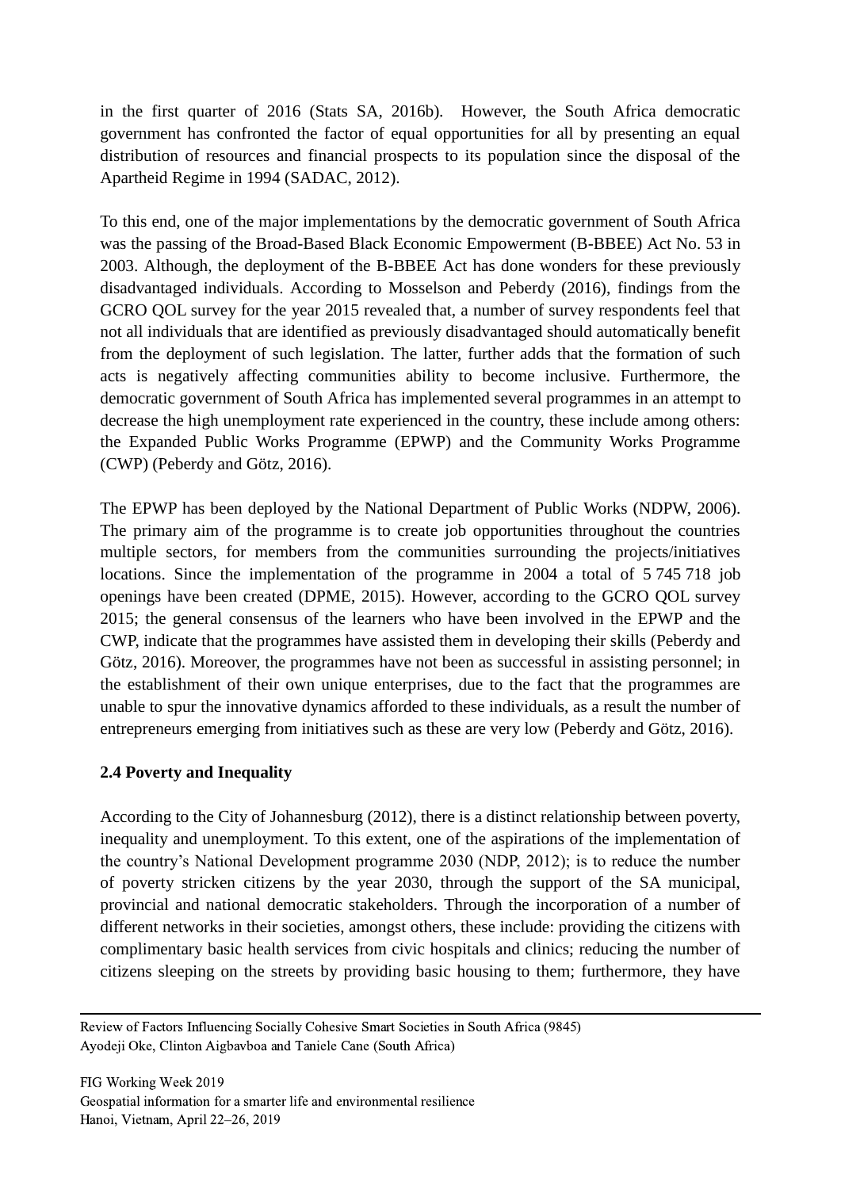in the first quarter of 2016 (Stats SA, 2016b). However, the South Africa democratic government has confronted the factor of equal opportunities for all by presenting an equal distribution of resources and financial prospects to its population since the disposal of the Apartheid Regime in 1994 (SADAC, 2012).

To this end, one of the major implementations by the democratic government of South Africa was the passing of the Broad-Based Black Economic Empowerment (B-BBEE) Act No. 53 in 2003. Although, the deployment of the B-BBEE Act has done wonders for these previously disadvantaged individuals. According to Mosselson and Peberdy (2016), findings from the GCRO QOL survey for the year 2015 revealed that, a number of survey respondents feel that not all individuals that are identified as previously disadvantaged should automatically benefit from the deployment of such legislation. The latter, further adds that the formation of such acts is negatively affecting communities ability to become inclusive. Furthermore, the democratic government of South Africa has implemented several programmes in an attempt to decrease the high unemployment rate experienced in the country, these include among others: the Expanded Public Works Programme (EPWP) and the Community Works Programme (CWP) (Peberdy and Götz, 2016).

The EPWP has been deployed by the National Department of Public Works (NDPW, 2006). The primary aim of the programme is to create job opportunities throughout the countries multiple sectors, for members from the communities surrounding the projects/initiatives locations. Since the implementation of the programme in 2004 a total of 5 745 718 job openings have been created (DPME, 2015). However, according to the GCRO QOL survey 2015; the general consensus of the learners who have been involved in the EPWP and the CWP, indicate that the programmes have assisted them in developing their skills (Peberdy and Götz, 2016). Moreover, the programmes have not been as successful in assisting personnel; in the establishment of their own unique enterprises, due to the fact that the programmes are unable to spur the innovative dynamics afforded to these individuals, as a result the number of entrepreneurs emerging from initiatives such as these are very low (Peberdy and Götz, 2016).

### 2.4 Poverty and Inequality

According to the City of Johannesburg (2012), there is a distinct relationship between poverty, inequality and unemployment. To this extent, one of the aspirations of the implementation of the country's National Development programme 2030 (NDP, 2012); is to reduce the number of poverty stricken citizens by the year 2030, through the support of the SA municipal, provincial and national democratic stakeholders. Through the incorporation of a number of different networks in their societies, amongst others, these include: providing the citizens with complimentary basic health services from civic hospitals and clinics; reducing the number of citizens sleeping on the streets by providing basic housing to them; furthermore, they have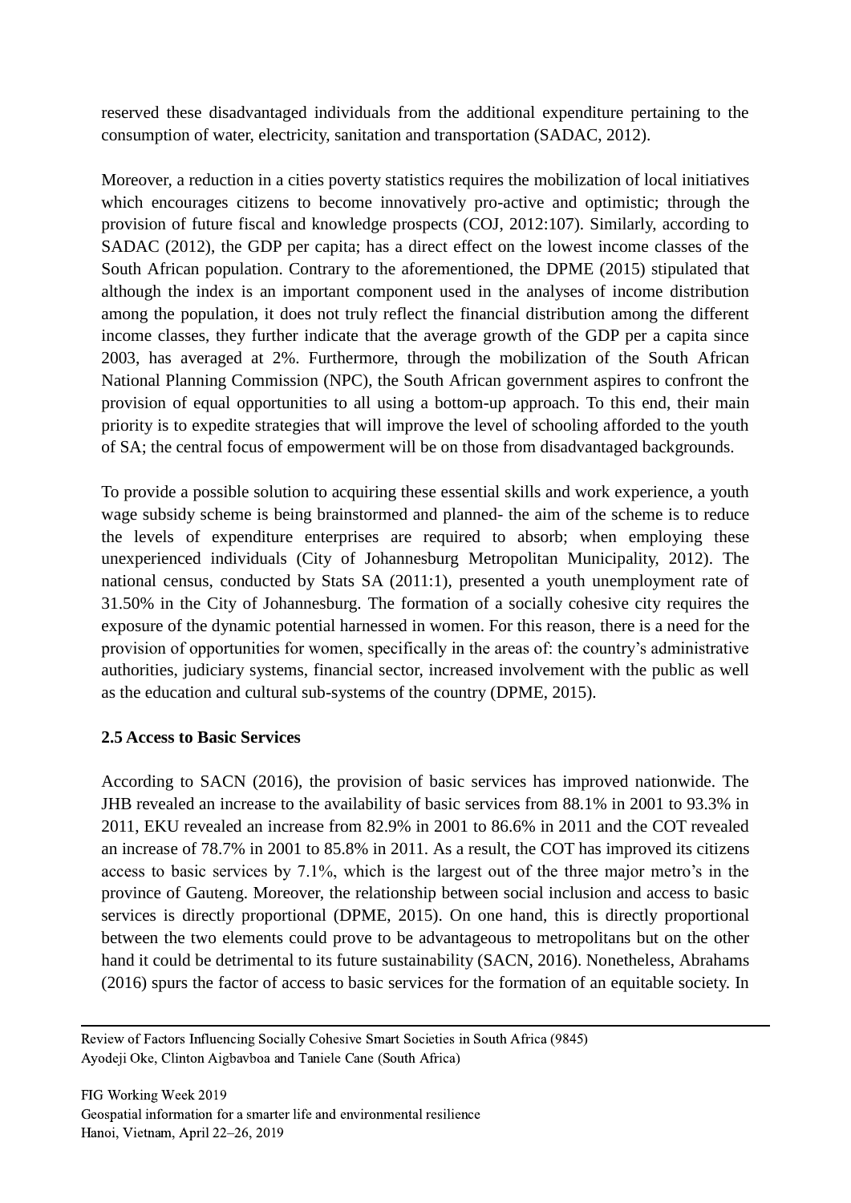reserved these disadvantaged individuals from the additional expenditure pertaining to the consumption of water, electricity, sanitation and transportation (SADAC, 2012).

Moreover, a reduction in a cities poverty statistics requires the mobilization of local initiatives which encourages citizens to become innovatively pro-active and optimistic; through the provision of future fiscal and knowledge prospects (COJ, 2012:107). Similarly, according to SADAC (2012), the GDP per capita; has a direct effect on the lowest income classes of the South African population. Contrary to the aforementioned, the DPME (2015) stipulated that although the index is an important component used in the analyses of income distribution among the population, it does not truly reflect the financial distribution among the different income classes, they further indicate that the average growth of the GDP per a capita since 2003, has averaged at 2%. Furthermore, through the mobilization of the South African National Planning Commission (NPC), the South African government aspires to confront the provision of equal opportunities to all using a bottom-up approach. To this end, their main priority is to expedite strategies that will improve the level of schooling afforded to the youth of SA; the central focus of empowerment will be on those from disadvantaged backgrounds.

To provide a possible solution to acquiring these essential skills and work experience, a youth wage subsidy scheme is being brainstormed and planned- the aim of the scheme is to reduce the levels of expenditure enterprises are required to absorb; when employing these unexperienced individuals (City of Johannesburg Metropolitan Municipality, 2012). The national census, conducted by Stats SA (2011:1), presented a youth unemployment rate of 31.50% in the City of Johannesburg. The formation of a socially cohesive city requires the exposure of the dynamic potential harnessed in women. For this reason, there is a need for the provision of opportunities for women, specifically in the areas of: the country's administrative authorities, judiciary systems, financial sector, increased involvement with the public as well as the education and cultural sub-systems of the country (DPME, 2015).

## 2.5 Access to Basic Services

According to SACN (2016), the provision of basic services has improved nationwide. The JHB revealed an increase to the availability of basic services from 88.1% in 2001 to 93.3% in 2011, EKU revealed an increase from 82.9% in 2001 to 86.6% in 2011 and the COT revealed an increase of 78.7% in 2001 to 85.8% in 2011. As a result, the COT has improved its citizens access to basic services by 7.1%, which is the largest out of the three major metro's in the province of Gauteng. Moreover, the relationship between social inclusion and access to basic services is directly proportional (DPME, 2015). On one hand, this is directly proportional between the two elements could prove to be advantageous to metropolitans but on the other hand it could be detrimental to its future sustainability (SACN, 2016). Nonetheless, Abrahams (2016) spurs the factor of access to basic services for the formation of an equitable society. In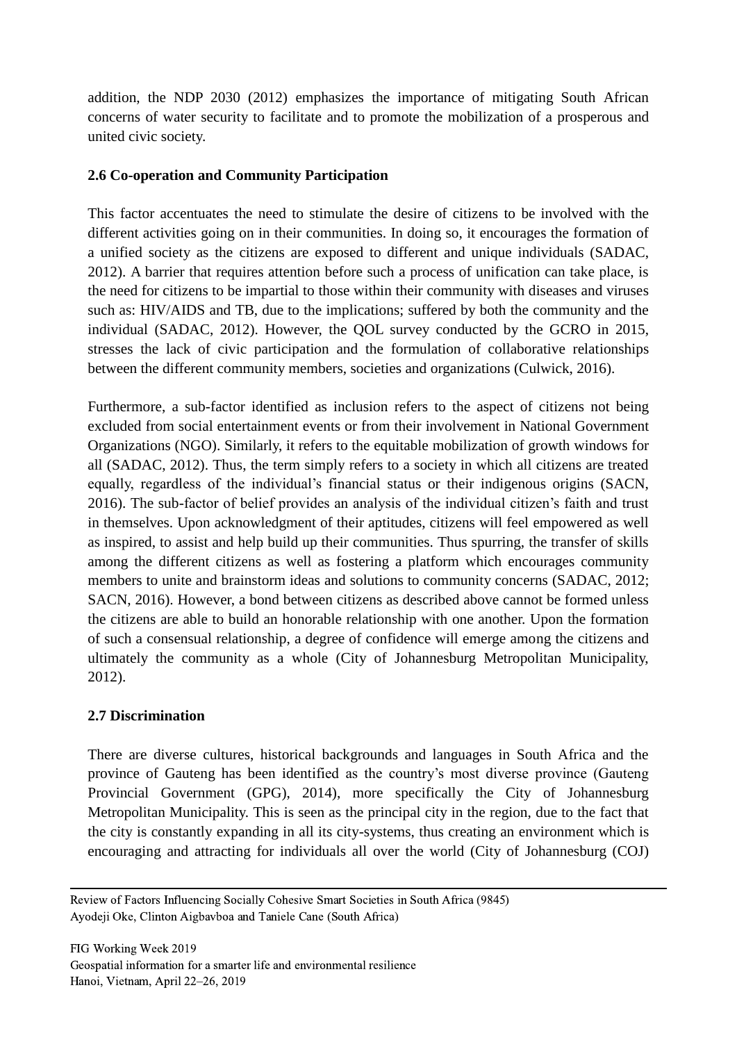addition, the NDP 2030 (2012) emphasizes the importance of mitigating South African concerns of water security to facilitate and to promote the mobilization of a prosperous and united civic society.

### 2.6 Co-operation and Community Participation

This factor accentuates the need to stimulate the desire of citizens to be involved with the different activities going on in their communities. In doing so, it encourages the formation of a unified society as the citizens are exposed to different and unique individuals (SADAC, 2012). A barrier that requires attention before such a process of unification can take place, is the need for citizens to be impartial to those within their community with diseases and viruses such as: HIV/AIDS and TB, due to the implications; suffered by both the community and the individual (SADAC, 2012). However, the QOL survey conducted by the GCRO in 2015, stresses the lack of civic participation and the formulation of collaborative relationships between the different community members, societies and organizations (Culwick, 2016).

Furthermore, a sub-factor identified as inclusion refers to the aspect of citizens not being excluded from social entertainment events or from their involvement in National Government Organizations (NGO). Similarly, it refers to the equitable mobilization of growth windows for all (SADAC, 2012). Thus, the term simply refers to a society in which all citizens are treated equally, regardless of the individual's financial status or their indigenous origins (SACN, 2016). The sub-factor of belief provides an analysis of the individual citizen's faith and trust in themselves. Upon acknowledgment of their aptitudes, citizens will feel empowered as well as inspired, to assist and help build up their communities. Thus spurring, the transfer of skills among the different citizens as well as fostering a platform which encourages community members to unite and brainstorm ideas and solutions to community concerns (SADAC, 2012; SACN, 2016). However, a bond between citizens as described above cannot be formed unless the citizens are able to build an honorable relationship with one another. Upon the formation of such a consensual relationship, a degree of confidence will emerge among the citizens and ultimately the community as a whole (City of Johannesburg Metropolitan Municipality, 2012).

### 2.7 Discrimination

There are diverse cultures, historical backgrounds and languages in South Africa and the province of Gauteng has been identified as the country's most diverse province (Gauteng Provincial Government (GPG), 2014), more specifically the City of Johannesburg Metropolitan Municipality. This is seen as the principal city in the region, due to the fact that the city is constantly expanding in all its city-systems, thus creating an environment which is encouraging and attracting for individuals all over the world (City of Johannesburg (COJ)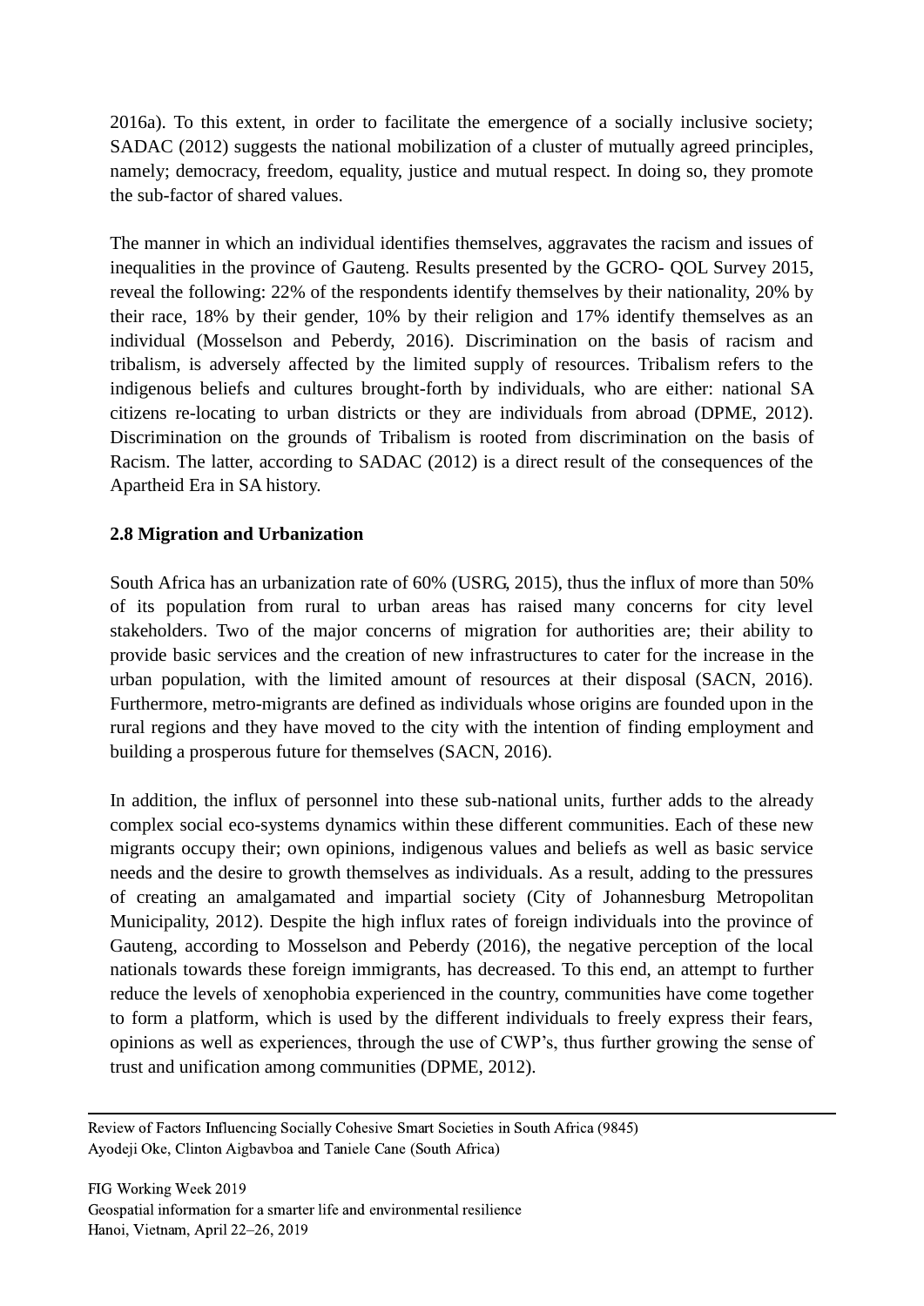2016a). To this extent, in order to facilitate the emergence of a socially inclusive society; SADAC (2012) suggests the national mobilization of a cluster of mutually agreed principles, namely; democracy, freedom, equality, justice and mutual respect. In doing so, they promote the sub-factor of shared values.

The manner in which an individual identifies themselves, aggravates the racism and issues of inequalities in the province of Gauteng. Results presented by the GCRO- QOL Survey 2015, reveal the following: 22% of the respondents identify themselves by their nationality, 20% by their race, 18% by their gender, 10% by their religion and 17% identify themselves as an individual (Mosselson and Peberdy, 2016). Discrimination on the basis of racism and tribalism, is adversely affected by the limited supply of resources. Tribalism refers to the indigenous beliefs and cultures brought-forth by individuals, who are either: national SA citizens re-locating to urban districts or they are individuals from abroad (DPME, 2012). Discrimination on the grounds of Tribalism is rooted from discrimination on the basis of Racism. The latter, according to SADAC (2012) is a direct result of the consequences of the Apartheid Era in SA history.

## 2.8 Migration and Urbanization

South Africa has an urbanization rate of 60% (USRG, 2015), thus the influx of more than 50% of its population from rural to urban areas has raised many concerns for city level stakeholders. Two of the major concerns of migration for authorities are; their ability to provide basic services and the creation of new infrastructures to cater for the increase in the urban population, with the limited amount of resources at their disposal (SACN, 2016). Furthermore, metro-migrants are defined as individuals whose origins are founded upon in the rural regions and they have moved to the city with the intention of finding employment and building a prosperous future for themselves (SACN, 2016).

In addition, the influx of personnel into these sub-national units, further adds to the already complex social eco-systems dynamics within these different communities. Each of these new migrants occupy their; own opinions, indigenous values and beliefs as well as basic service needs and the desire to growth themselves as individuals. As a result, adding to the pressures of creating an amalgamated and impartial society (City of Johannesburg Metropolitan Municipality, 2012). Despite the high influx rates of foreign individuals into the province of Gauteng, according to Mosselson and Peberdy (2016), the negative perception of the local nationals towards these foreign immigrants, has decreased. To this end, an attempt to further reduce the levels of xenophobia experienced in the country, communities have come together to form a platform, which is used by the different individuals to freely express their fears, opinions as well as experiences, through the use of CWP's, thus further growing the sense of trust and unification among communities (DPME, 2012).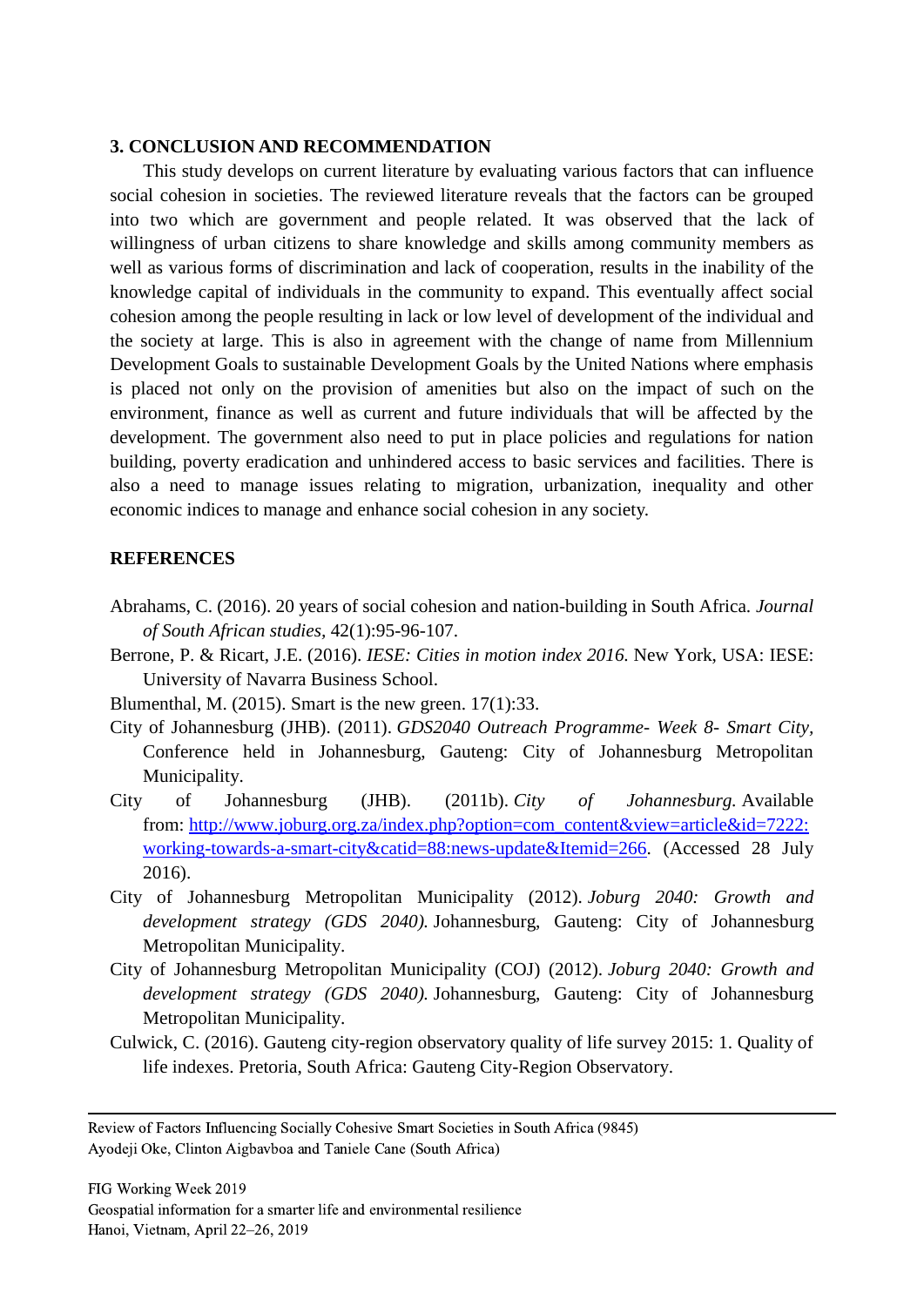## 3. CONCLUSION AND RECOMMENDATION

This study develops on current literature by evaluating various factors that can influence social cohesion in societies. The reviewed literature reveals that the factors can be grouped into two which are government and people related. It was observed that the lack of willingness of urban citizens to share knowledge and skills among community members as well as various forms of discrimination and lack of cooperation, results in the inability of the knowledge capital of individuals in the community to expand. This eventually affect social cohesion among the people resulting in lack or low level of development of the individual and the society at large. This is also in agreement with the change of name from Millennium Development Goals to sustainable Development Goals by the United Nations where emphasis is placed not only on the provision of amenities but also on the impact of such on the environment, finance as well as current and future individuals that will be affected by the development. The government also need to put in place policies and regulations for nation building, poverty eradication and unhindered access to basic services and facilities. There is also a need to manage issues relating to migration, urbanization, inequality and other economic indices to manage and enhance social cohesion in any society.

## REFERENCES

Abrahams, C. (2016). 20 years of social cohesion and nation-building in South Africa. *Journal of South African studies*, 42(1):95-96-107.

Berrone, P. & Ricart, J.E. (2016). *IESE: Cities in motion index 2016.* New York, USA: IESE: University of Navarra Business School.

Blumenthal, M. (2015). Smart is the new green. 17(1):33.

City of Johannesburg (JHB). (2011). *GDS2040 Outreach Programme- Week 8- Smart City,* Conference held in Johannesburg, Gauteng: City of Johannesburg Metropolitan Municipality.

City of Johannesburg (JHB). (2011b). *City of Johannesburg.* Available from: http://www.joburg.org.za/index.php?option=com_content&view=article&id=7222:working-towards-a-smart-city&catid=88:news-update&Itemid=266. (Accessed 28 July 2016).

City of Johannesburg Metropolitan Municipality (2012). *Joburg 2040: Growth and development strategy (GDS 2040).* Johannesburg, Gauteng: City of Johannesburg Metropolitan Municipality.

City of Johannesburg Metropolitan Municipality (COJ) (2012). *Joburg 2040: Growth and development strategy (GDS 2040).* Johannesburg, Gauteng: City of Johannesburg Metropolitan Municipality.

Culwick, C. (2016). Gauteng city-region observatory quality of life survey 2015: 1. Quality of life indexes. Pretoria, South Africa: Gauteng City-Region Observatory.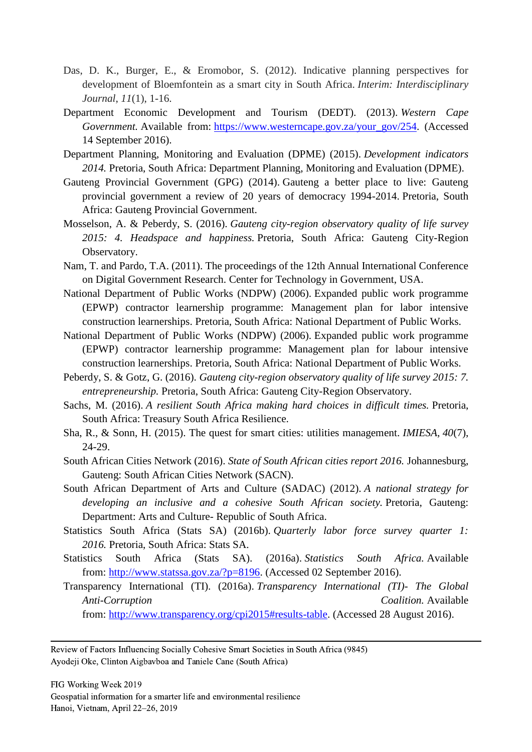Das, D. K., Burger, E., & Eromobor, S. (2012). Indicative planning perspectives for development of Bloemfontein as a smart city in South Africa. *Interim: Interdisciplinary Journal*, *11*(1), 1-16.

Department Economic Development and Tourism (DEDT). (2013). *Western Cape Government.* Available from: https://www.westerncape.gov.za/your_gov/254. (Accessed 14 September 2016).

Department Planning, Monitoring and Evaluation (DPME) (2015). *Development indicators 2014.* Pretoria, South Africa: Department Planning, Monitoring and Evaluation (DPME).

Gauteng Provincial Government (GPG) (2014). Gauteng a better place to live: Gauteng provincial government a review of 20 years of democracy 1994-2014. Pretoria, South Africa: Gauteng Provincial Government.

Mosselson, A. & Peberdy, S. (2016). *Gauteng city-region observatory quality of life survey 2015: 4. Headspace and happiness.* Pretoria, South Africa: Gauteng City-Region Observatory.

Nam, T. and Pardo, T.A. (2011). The proceedings of the 12th Annual International Conference on Digital Government Research. Center for Technology in Government, USA.

National Department of Public Works (NDPW) (2006). Expanded public work programme (EPWP) contractor learnership programme: Management plan for labor intensive construction learnerships. Pretoria, South Africa: National Department of Public Works.

National Department of Public Works (NDPW) (2006). Expanded public work programme (EPWP) contractor learnership programme: Management plan for labour intensive construction learnerships. Pretoria, South Africa: National Department of Public Works.

Peberdy, S. & Gotz, G. (2016). *Gauteng city-region observatory quality of life survey 2015: 7. entrepreneurship.* Pretoria, South Africa: Gauteng City-Region Observatory.

Sachs, M. (2016). *A resilient South Africa making hard choices in difficult times.* Pretoria, South Africa: Treasury South Africa Resilience.

Sha, R., & Sonn, H. (2015). The quest for smart cities: utilities management. *IMIESA*, *40*(7), 24-29.

South African Cities Network (2016). *State of South African cities report 2016.* Johannesburg, Gauteng: South African Cities Network (SACN).

South African Department of Arts and Culture (SADAC) (2012). *A national strategy for developing an inclusive and a cohesive South African society.* Pretoria, Gauteng: Department: Arts and Culture- Republic of South Africa.

Statistics South Africa (Stats SA) (2016b). *Quarterly labor force survey quarter 1: 2016.* Pretoria, South Africa: Stats SA.

Statistics South Africa (Stats SA). (2016a). *Statistics South Africa.* Available from: http://www.statssa.gov.za/?p=8196. (Accessed 02 September 2016).

Transparency International (TI). (2016a). *Transparency International (TI)- The Global Anti-Corruption Coalition.* Available from: http://www.transparency.org/cpi2015#results-table. (Accessed 28 August 2016).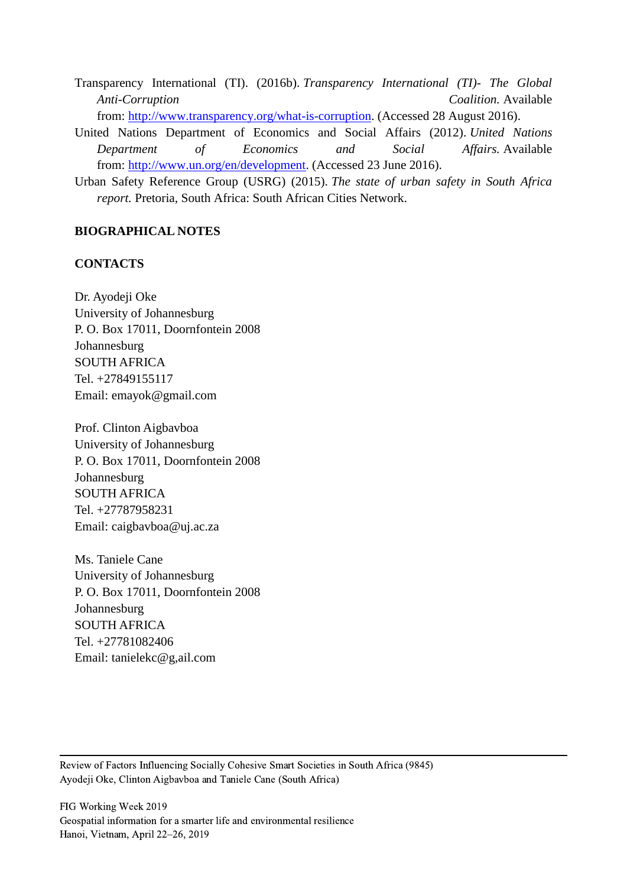Transparency International (TI). (2016b). *Transparency International (TI)- The Global Anti-Corruption Coalition.* Available from: http://www.transparency.org/what-is-corruption. (Accessed 28 August 2016).

United Nations Department of Economics and Social Affairs (2012). *United Nations Department of Economics and Social Affairs.* Available from: http://www.un.org/en/development. (Accessed 23 June 2016).

Urban Safety Reference Group (USRG) (2015). *The state of urban safety in South Africa report.* Pretoria, South Africa: South African Cities Network.

**BIOGRAPHICAL NOTES**

**CONTACTS**

Dr. Ayodeji Oke
University of Johannesburg
P. O. Box 17011, Doornfontein 2008
Johannesburg
SOUTH AFRICA
Tel. +27849155117
Email: emayok@gmail.com

Prof. Clinton Aigbavboa
University of Johannesburg
P. O. Box 17011, Doornfontein 2008
Johannesburg
SOUTH AFRICA
Tel. +27787958231
Email: caigbavboa@uj.ac.za

Ms. Taniele Cane
University of Johannesburg
P. O. Box 17011, Doornfontein 2008
Johannesburg
SOUTH AFRICA
Tel. +27781082406
Email: tanielekc@g,ail.com